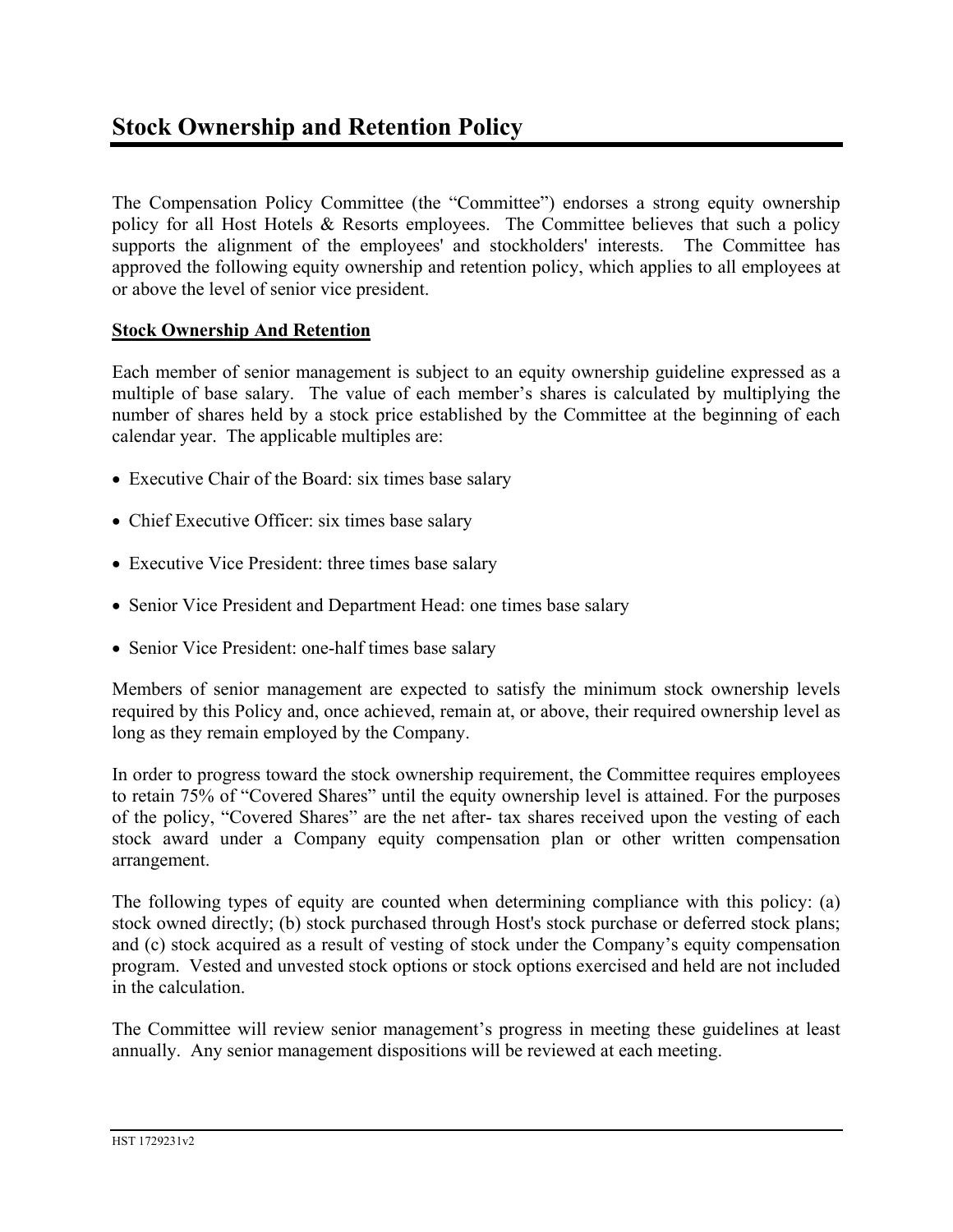# Stock Ownership and Retention Policy

The Compensation Policy Committee (the "Committee") endorses a strong equity ownership policy for all Host Hotels & Resorts employees. The Committee believes that such a policy supports the alignment of the employees' and stockholders' interests. The Committee has approved the following equity ownership and retention policy, which applies to all employees at or above the level of senior vice president.

**Stock Ownership And Retention**

Each member of senior management is subject to an equity ownership guideline expressed as a multiple of base salary. The value of each member's shares is calculated by multiplying the number of shares held by a stock price established by the Committee at the beginning of each calendar year. The applicable multiples are:

- Executive Chair of the Board: six times base salary
- Chief Executive Officer: six times base salary
- Executive Vice President: three times base salary
- Senior Vice President and Department Head: one times base salary
- Senior Vice President: one-half times base salary

Members of senior management are expected to satisfy the minimum stock ownership levels required by this Policy and, once achieved, remain at, or above, their required ownership level as long as they remain employed by the Company.

In order to progress toward the stock ownership requirement, the Committee requires employees to retain 75% of "Covered Shares" until the equity ownership level is attained. For the purposes of the policy, "Covered Shares" are the net after- tax shares received upon the vesting of each stock award under a Company equity compensation plan or other written compensation arrangement.

The following types of equity are counted when determining compliance with this policy: (a) stock owned directly; (b) stock purchased through Host's stock purchase or deferred stock plans; and (c) stock acquired as a result of vesting of stock under the Company's equity compensation program. Vested and unvested stock options or stock options exercised and held are not included in the calculation.

The Committee will review senior management's progress in meeting these guidelines at least annually. Any senior management dispositions will be reviewed at each meeting.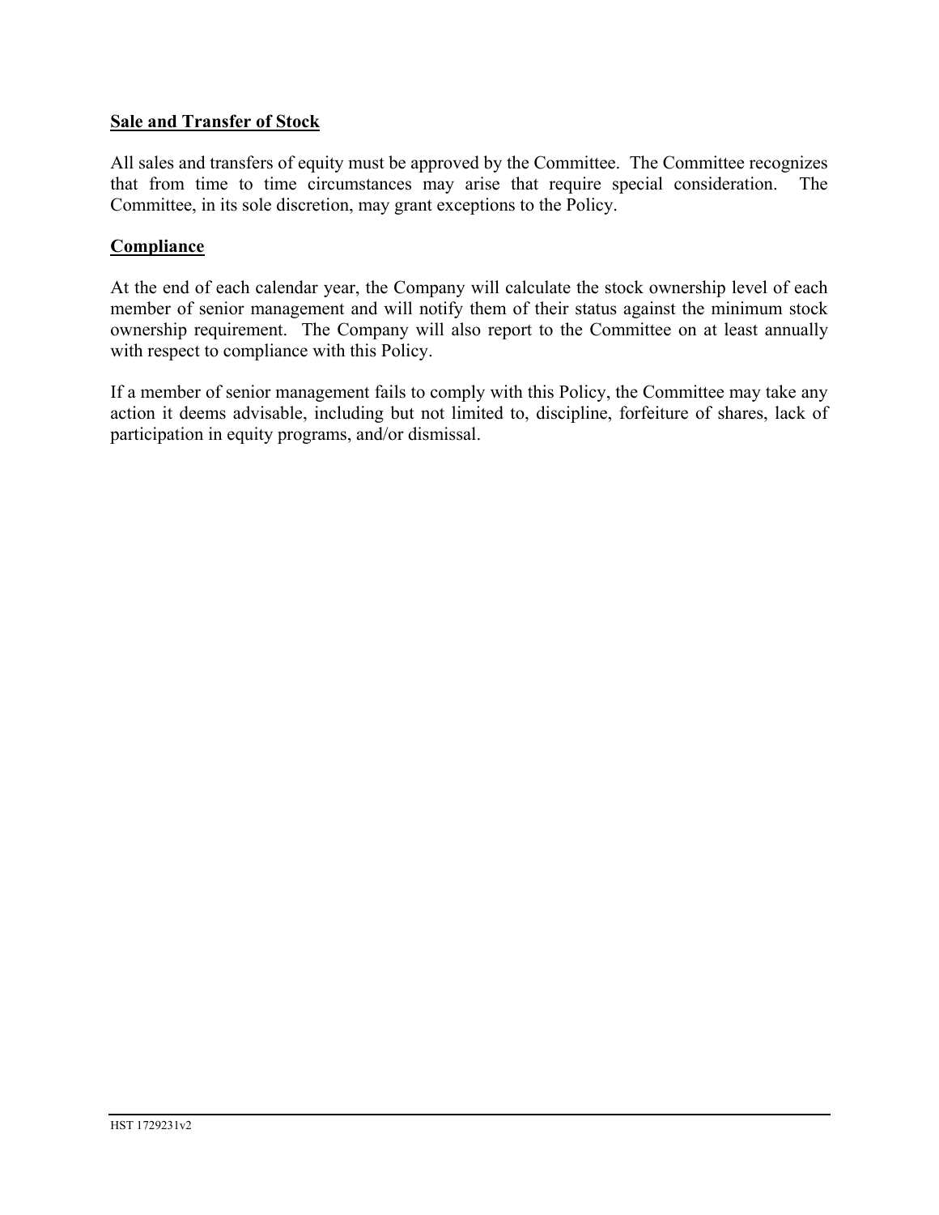**Sale and Transfer of Stock**

All sales and transfers of equity must be approved by the Committee. The Committee recognizes that from time to time circumstances may arise that require special consideration. The Committee, in its sole discretion, may grant exceptions to the Policy.

**Compliance**

At the end of each calendar year, the Company will calculate the stock ownership level of each member of senior management and will notify them of their status against the minimum stock ownership requirement. The Company will also report to the Committee on at least annually with respect to compliance with this Policy.

If a member of senior management fails to comply with this Policy, the Committee may take any action it deems advisable, including but not limited to, discipline, forfeiture of shares, lack of participation in equity programs, and/or dismissal.